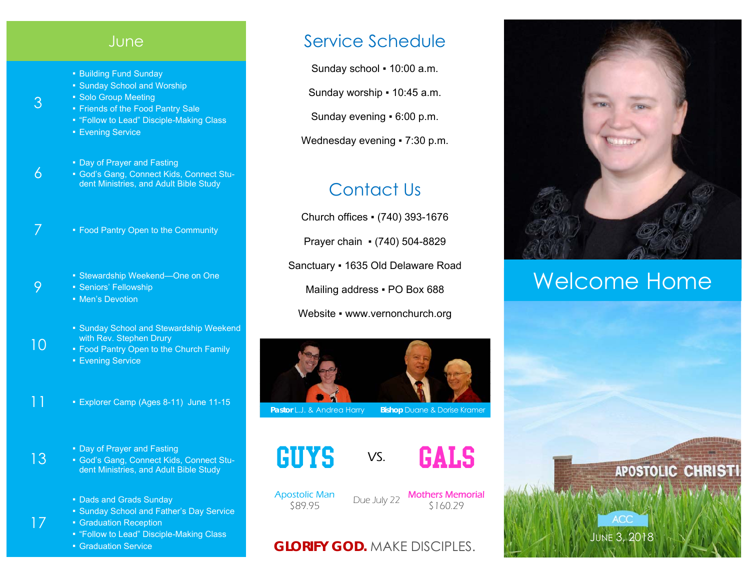## June

**3**
- Building Fund Sunday
- Sunday School and Worship
- Solo Group Meeting
- Friends of the Food Pantry Sale
- "Follow to Lead" Disciple-Making Class
- Evening Service

**6**
- Day of Prayer and Fasting
- God's Gang, Connect Kids, Connect Student Ministries, and Adult Bible Study

**7**
- Food Pantry Open to the Community

**9**
- Stewardship Weekend—One on One
- Seniors' Fellowship
- Men's Devotion

**10**
- Sunday School and Stewardship Weekend with Rev. Stephen Drury
- Food Pantry Open to the Church Family
- Evening Service

**11**
- Explorer Camp (Ages 8-11) June 11-15

**13**
- Day of Prayer and Fasting
- God's Gang, Connect Kids, Connect Student Ministries, and Adult Bible Study

**17**
- Dads and Grads Sunday
- Sunday School and Father's Day Service
- Graduation Reception
- "Follow to Lead" Disciple-Making Class
- Graduation Service

## Service Schedule

Sunday school ▪ 10:00 a.m.

Sunday worship ▪ 10:45 a.m.

Sunday evening ▪ 6:00 p.m.

Wednesday evening ▪ 7:30 p.m.

## Contact Us

Church offices ▪ (740) 393-1676

Prayer chain ▪ (740) 504-8829

Sanctuary ▪ 1635 Old Delaware Road

Mailing address ▪ PO Box 688

Website ▪ www.vernonchurch.org

**Pastor** L.J. & Andrea Harry **Bishop** Duane & Dorise Kramer

**GUYS** VS. **GALS**

| Apostolic Man | | Mothers Memorial |
|---|---|---|
| $89.95 | Due July 22 | $160.29 |

**GLORIFY GOD.** MAKE DISCIPLES.

# Welcome Home

ACC

June 3, 2018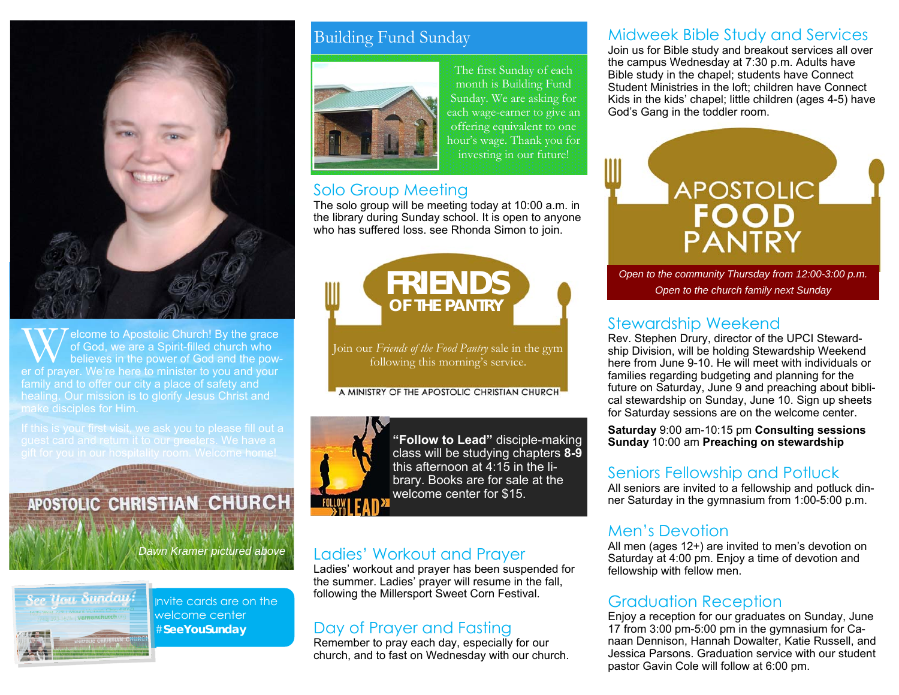Welcome to Apostolic Church! By the grace of God, we are a Spirit-filled church who believes in the power of God and the power of prayer. We're here to minister to you and your family and to offer our city a place of safety and healing. Our mission is to glorify Jesus Christ and make disciples for Him.

If this is your first visit, we ask you to please fill out a guest card and return it to our greeters. We have a gift for you in our hospitality room. Welcome home!

APOSTOLIC CHRISTIAN CHURCH

*Dawn Kramer pictured above*

Invite cards are on the welcome center #**SeeYouSunday**

## Building Fund Sunday

The first Sunday of each month is Building Fund Sunday. We are asking for each wage-earner to give an offering equivalent to one hour's wage. Thank you for investing in our future!

## Solo Group Meeting

The solo group will be meeting today at 10:00 a.m. in the library during Sunday school. It is open to anyone who has suffered loss. see Rhonda Simon to join.

**FRIENDS OF THE PANTRY**

Join our *Friends of the Food Pantry* sale in the gym following this morning's service.

A MINISTRY OF THE APOSTOLIC CHRISTIAN CHURCH

**"Follow to Lead"** disciple-making class will be studying chapters **8-9** this afternoon at 4:15 in the library. Books are for sale at the welcome center for $15.

## Ladies' Workout and Prayer

Ladies' workout and prayer has been suspended for the summer. Ladies' prayer will resume in the fall, following the Millersport Sweet Corn Festival.

## Day of Prayer and Fasting

Remember to pray each day, especially for our church, and to fast on Wednesday with our church.

## Midweek Bible Study and Services

Join us for Bible study and breakout services all over the campus Wednesday at 7:30 p.m. Adults have Bible study in the chapel; students have Connect Student Ministries in the loft; children have Connect Kids in the kids' chapel; little children (ages 4-5) have God's Gang in the toddler room.

**APOSTOLIC FOOD PANTRY**

*Open to the community Thursday from 12:00-3:00 p.m.*
*Open to the church family next Sunday*

## Stewardship Weekend

Rev. Stephen Drury, director of the UPCI Stewardship Division, will be holding Stewardship Weekend here from June 9-10. He will meet with individuals or families regarding budgeting and planning for the future on Saturday, June 9 and preaching about biblical stewardship on Sunday, June 10. Sign up sheets for Saturday sessions are on the welcome center.

**Saturday** 9:00 am-10:15 pm **Consulting sessions**
**Sunday** 10:00 am **Preaching on stewardship**

## Seniors Fellowship and Potluck

All seniors are invited to a fellowship and potluck dinner Saturday in the gymnasium from 1:00-5:00 p.m.

## Men's Devotion

All men (ages 12+) are invited to men's devotion on Saturday at 4:00 pm. Enjoy a time of devotion and fellowship with fellow men.

## Graduation Reception

Enjoy a reception for our graduates on Sunday, June 17 from 3:00 pm-5:00 pm in the gymnasium for Canaan Dennison, Hannah Dowalter, Katie Russell, and Jessica Parsons. Graduation service with our student pastor Gavin Cole will follow at 6:00 pm.